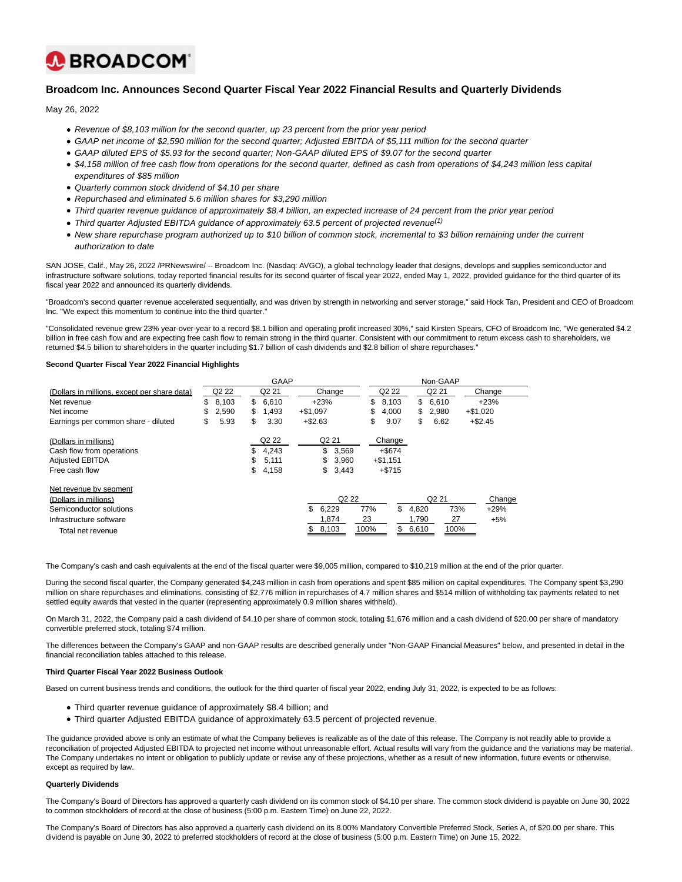BROADCOM

# Broadcom Inc. Announces Second Quarter Fiscal Year 2022 Financial Results and Quarterly Dividends

May 26, 2022

- *Revenue of $8,103 million for the second quarter, up 23 percent from the prior year period*
- *GAAP net income of $2,590 million for the second quarter; Adjusted EBITDA of $5,111 million for the second quarter*
- *GAAP diluted EPS of $5.93 for the second quarter; Non-GAAP diluted EPS of $9.07 for the second quarter*
- *$4,158 million of free cash flow from operations for the second quarter, defined as cash from operations of $4,243 million less capital expenditures of $85 million*
- *Quarterly common stock dividend of $4.10 per share*
- *Repurchased and eliminated 5.6 million shares for $3,290 million*
- *Third quarter revenue guidance of approximately $8.4 billion, an expected increase of 24 percent from the prior year period*
- *Third quarter Adjusted EBITDA guidance of approximately 63.5 percent of projected revenue*[1]
- *New share repurchase program authorized up to $10 billion of common stock, incremental to $3 billion remaining under the current authorization to date*

SAN JOSE, Calif., May 26, 2022 /PRNewswire/ -- Broadcom Inc. (Nasdaq: AVGO), a global technology leader that designs, develops and supplies semiconductor and infrastructure software solutions, today reported financial results for its second quarter of fiscal year 2022, ended May 1, 2022, provided guidance for the third quarter of its fiscal year 2022 and announced its quarterly dividends.

"Broadcom's second quarter revenue accelerated sequentially, and was driven by strength in networking and server storage," said Hock Tan, President and CEO of Broadcom Inc. "We expect this momentum to continue into the third quarter."

"Consolidated revenue grew 23% year-over-year to a record $8.1 billion and operating profit increased 30%," said Kirsten Spears, CFO of Broadcom Inc. "We generated $4.2 billion in free cash flow and are expecting free cash flow to remain strong in the third quarter. Consistent with our commitment to return excess cash to shareholders, we returned $4.5 billion to shareholders in the quarter including $1.7 billion of cash dividends and $2.8 billion of share repurchases."

**Second Quarter Fiscal Year 2022 Financial Highlights**

| | GAAP | | | Non-GAAP | | |
|---|---|---|---|---|---|---|
| (Dollars in millions, except per share data) | Q2 22 | Q2 21 | Change | Q2 22 | Q2 21 | Change |
| Net revenue | $ 8,103 | $ 6,610 | +23% | $ 8,103 | $ 6,610 | +23% |
| Net income | $ 2,590 | $ 1,493 | +$1,097 | $ 4,000 | $ 2,980 | +$1,020 |
| Earnings per common share - diluted | $ 5.93 | $ 3.30 | +$2.63 | $ 9.07 | $ 6.62 | +$2.45 |

| (Dollars in millions) | Q2 22 | Q2 21 | Change |
|---|---|---|---|
| Cash flow from operations | $ 4,243 | $ 3,569 | +$674 |
| Adjusted EBITDA | $ 5,111 | $ 3,960 | +$1,151 |
| Free cash flow | $ 4,158 | $ 3,443 | +$715 |

| Net revenue by segment (Dollars in millions) | Q2 22 | | Q2 21 | | Change |
|---|---|---|---|---|---|
| Semiconductor solutions | $ 6,229 | 77% | $ 4,820 | 73% | +29% |
| Infrastructure software | 1,874 | 23 | 1,790 | 27 | +5% |
| Total net revenue | $ 8,103 | 100% | $ 6,610 | 100% | |

The Company's cash and cash equivalents at the end of the fiscal quarter were $9,005 million, compared to $10,219 million at the end of the prior quarter.

During the second fiscal quarter, the Company generated $4,243 million in cash from operations and spent $85 million on capital expenditures. The Company spent $3,290 million on share repurchases and eliminations, consisting of $2,776 million in repurchases of 4.7 million shares and $514 million of withholding tax payments related to net settled equity awards that vested in the quarter (representing approximately 0.9 million shares withheld).

On March 31, 2022, the Company paid a cash dividend of $4.10 per share of common stock, totaling $1,676 million and a cash dividend of $20.00 per share of mandatory convertible preferred stock, totaling $74 million.

The differences between the Company's GAAP and non-GAAP results are described generally under "Non-GAAP Financial Measures" below, and presented in detail in the financial reconciliation tables attached to this release.

**Third Quarter Fiscal Year 2022 Business Outlook**

Based on current business trends and conditions, the outlook for the third quarter of fiscal year 2022, ending July 31, 2022, is expected to be as follows:

- Third quarter revenue guidance of approximately $8.4 billion; and
- Third quarter Adjusted EBITDA guidance of approximately 63.5 percent of projected revenue.

The guidance provided above is only an estimate of what the Company believes is realizable as of the date of this release. The Company is not readily able to provide a reconciliation of projected Adjusted EBITDA to projected net income without unreasonable effort. Actual results will vary from the guidance and the variations may be material. The Company undertakes no intent or obligation to publicly update or revise any of these projections, whether as a result of new information, future events or otherwise, except as required by law.

**Quarterly Dividends**

The Company's Board of Directors has approved a quarterly cash dividend on its common stock of $4.10 per share. The common stock dividend is payable on June 30, 2022 to common stockholders of record at the close of business (5:00 p.m. Eastern Time) on June 22, 2022.

The Company's Board of Directors has also approved a quarterly cash dividend on its 8.00% Mandatory Convertible Preferred Stock, Series A, of $20.00 per share. This dividend is payable on June 30, 2022 to preferred stockholders of record at the close of business (5:00 p.m. Eastern Time) on June 15, 2022.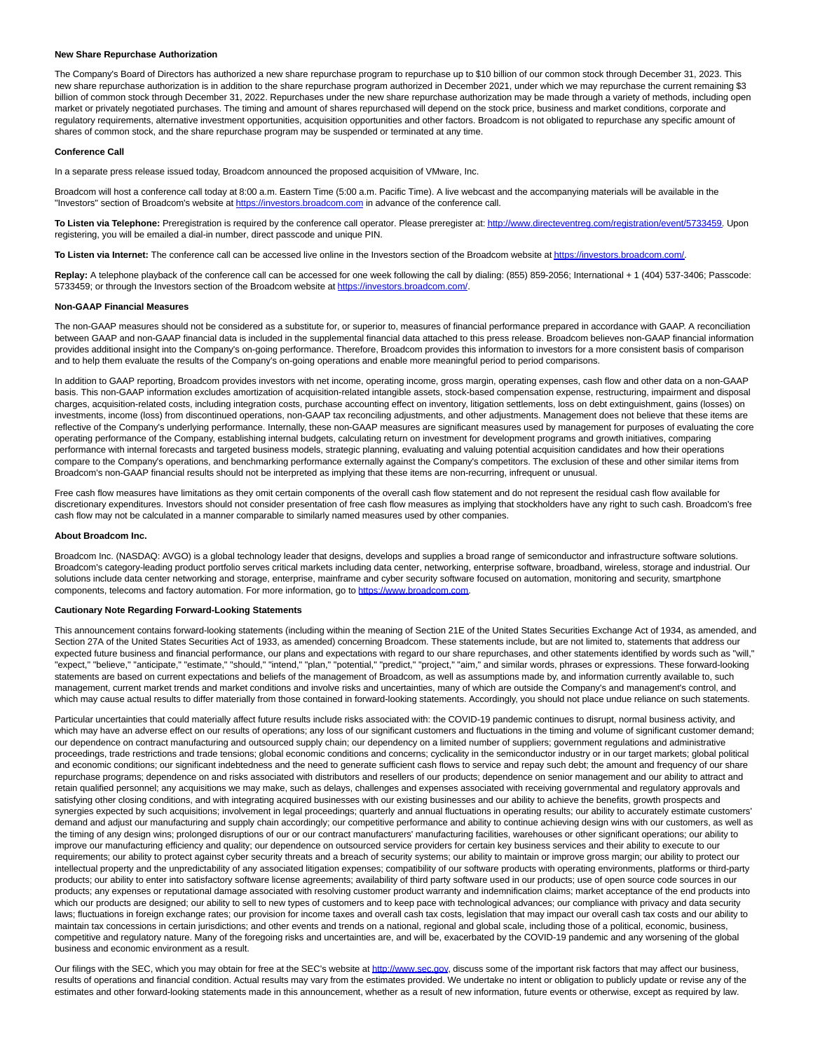**New Share Repurchase Authorization**

The Company's Board of Directors has authorized a new share repurchase program to repurchase up to $10 billion of our common stock through December 31, 2023. This new share repurchase authorization is in addition to the share repurchase program authorized in December 2021, under which we may repurchase the current remaining $3 billion of common stock through December 31, 2022. Repurchases under the new share repurchase authorization may be made through a variety of methods, including open market or privately negotiated purchases. The timing and amount of shares repurchased will depend on the stock price, business and market conditions, corporate and regulatory requirements, alternative investment opportunities, acquisition opportunities and other factors. Broadcom is not obligated to repurchase any specific amount of shares of common stock, and the share repurchase program may be suspended or terminated at any time.

**Conference Call**

In a separate press release issued today, Broadcom announced the proposed acquisition of VMware, Inc.

Broadcom will host a conference call today at 8:00 a.m. Eastern Time (5:00 a.m. Pacific Time). A live webcast and the accompanying materials will be available in the "Investors" section of Broadcom's website at https://investors.broadcom.com in advance of the conference call.

**To Listen via Telephone:** Preregistration is required by the conference call operator. Please preregister at: http://www.directeventreg.com/registration/event/5733459. Upon registering, you will be emailed a dial-in number, direct passcode and unique PIN.

**To Listen via Internet:** The conference call can be accessed live online in the Investors section of the Broadcom website at https://investors.broadcom.com/.

**Replay:** A telephone playback of the conference call can be accessed for one week following the call by dialing: (855) 859-2056; International + 1 (404) 537-3406; Passcode: 5733459; or through the Investors section of the Broadcom website at https://investors.broadcom.com/.

**Non-GAAP Financial Measures**

The non-GAAP measures should not be considered as a substitute for, or superior to, measures of financial performance prepared in accordance with GAAP. A reconciliation between GAAP and non-GAAP financial data is included in the supplemental financial data attached to this press release. Broadcom believes non-GAAP financial information provides additional insight into the Company's on-going performance. Therefore, Broadcom provides this information to investors for a more consistent basis of comparison and to help them evaluate the results of the Company's on-going operations and enable more meaningful period to period comparisons.

In addition to GAAP reporting, Broadcom provides investors with net income, operating income, gross margin, operating expenses, cash flow and other data on a non-GAAP basis. This non-GAAP information excludes amortization of acquisition-related intangible assets, stock-based compensation expense, restructuring, impairment and disposal charges, acquisition-related costs, including integration costs, purchase accounting effect on inventory, litigation settlements, loss on debt extinguishment, gains (losses) on investments, income (loss) from discontinued operations, non-GAAP tax reconciling adjustments, and other adjustments. Management does not believe that these items are reflective of the Company's underlying performance. Internally, these non-GAAP measures are significant measures used by management for purposes of evaluating the core operating performance of the Company, establishing internal budgets, calculating return on investment for development programs and growth initiatives, comparing performance with internal forecasts and targeted business models, strategic planning, evaluating and valuing potential acquisition candidates and how their operations compare to the Company's operations, and benchmarking performance externally against the Company's competitors. The exclusion of these and other similar items from Broadcom's non-GAAP financial results should not be interpreted as implying that these items are non-recurring, infrequent or unusual.

Free cash flow measures have limitations as they omit certain components of the overall cash flow statement and do not represent the residual cash flow available for discretionary expenditures. Investors should not consider presentation of free cash flow measures as implying that stockholders have any right to such cash. Broadcom's free cash flow may not be calculated in a manner comparable to similarly named measures used by other companies.

**About Broadcom Inc.**

Broadcom Inc. (NASDAQ: AVGO) is a global technology leader that designs, develops and supplies a broad range of semiconductor and infrastructure software solutions. Broadcom's category-leading product portfolio serves critical markets including data center, networking, enterprise software, broadband, wireless, storage and industrial. Our solutions include data center networking and storage, enterprise, mainframe and cyber security software focused on automation, monitoring and security, smartphone components, telecoms and factory automation. For more information, go to https://www.broadcom.com.

**Cautionary Note Regarding Forward-Looking Statements**

This announcement contains forward-looking statements (including within the meaning of Section 21E of the United States Securities Exchange Act of 1934, as amended, and Section 27A of the United States Securities Act of 1933, as amended) concerning Broadcom. These statements include, but are not limited to, statements that address our expected future business and financial performance, our plans and expectations with regard to our share repurchases, and other statements identified by words such as "will," "expect," "believe," "anticipate," "estimate," "should," "intend," "plan," "potential," "predict," "project," "aim," and similar words, phrases or expressions. These forward-looking statements are based on current expectations and beliefs of the management of Broadcom, as well as assumptions made by, and information currently available to, such management, current market trends and market conditions and involve risks and uncertainties, many of which are outside the Company's and management's control, and which may cause actual results to differ materially from those contained in forward-looking statements. Accordingly, you should not place undue reliance on such statements.

Particular uncertainties that could materially affect future results include risks associated with: the COVID-19 pandemic continues to disrupt, normal business activity, and which may have an adverse effect on our results of operations; any loss of our significant customers and fluctuations in the timing and volume of significant customer demand; our dependence on contract manufacturing and outsourced supply chain; our dependency on a limited number of suppliers; government regulations and administrative proceedings, trade restrictions and trade tensions; global economic conditions and concerns; cyclicality in the semiconductor industry or in our target markets; global political and economic conditions; our significant indebtedness and the need to generate sufficient cash flows to service and repay such debt; the amount and frequency of our share repurchase programs; dependence on and risks associated with distributors and resellers of our products; dependence on senior management and our ability to attract and retain qualified personnel; any acquisitions we may make, such as delays, challenges and expenses associated with receiving governmental and regulatory approvals and satisfying other closing conditions, and with integrating acquired businesses with our existing businesses and our ability to achieve the benefits, growth prospects and synergies expected by such acquisitions; involvement in legal proceedings; quarterly and annual fluctuations in operating results; our ability to accurately estimate customers' demand and adjust our manufacturing and supply chain accordingly; our competitive performance and ability to continue achieving design wins with our customers, as well as the timing of any design wins; prolonged disruptions of our or our contract manufacturers' manufacturing facilities, warehouses or other significant operations; our ability to improve our manufacturing efficiency and quality; our dependence on outsourced service providers for certain key business services and their ability to execute to our requirements; our ability to protect against cyber security threats and a breach of security systems; our ability to maintain or improve gross margin; our ability to protect our intellectual property and the unpredictability of any associated litigation expenses; compatibility of our software products with operating environments, platforms or third-party products; our ability to enter into satisfactory software license agreements; availability of third party software used in our products; use of open source code sources in our products; any expenses or reputational damage associated with resolving customer product warranty and indemnification claims; market acceptance of the end products into which our products are designed; our ability to sell to new types of customers and to keep pace with technological advances; our compliance with privacy and data security laws; fluctuations in foreign exchange rates; our provision for income taxes and overall cash tax costs, legislation that may impact our overall cash tax costs and our ability to maintain tax concessions in certain jurisdictions; and other events and trends on a national, regional and global scale, including those of a political, economic, business, competitive and regulatory nature. Many of the foregoing risks and uncertainties are, and will be, exacerbated by the COVID-19 pandemic and any worsening of the global business and economic environment as a result.

Our filings with the SEC, which you may obtain for free at the SEC's website at http://www.sec.gov, discuss some of the important risk factors that may affect our business, results of operations and financial condition. Actual results may vary from the estimates provided. We undertake no intent or obligation to publicly update or revise any of the estimates and other forward-looking statements made in this announcement, whether as a result of new information, future events or otherwise, except as required by law.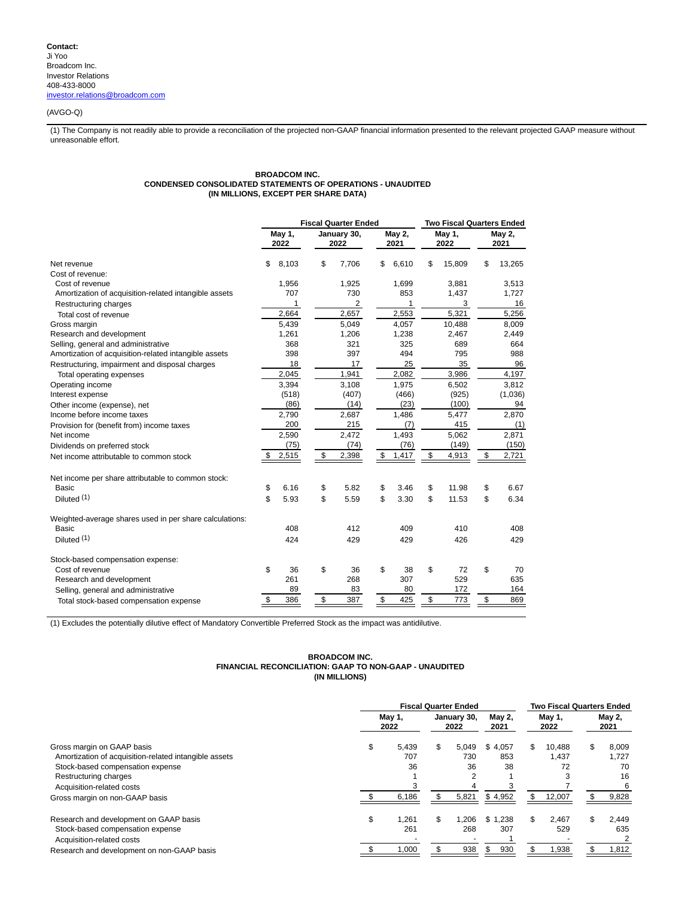**Contact:**
Ji Yoo
Broadcom Inc.
Investor Relations
408-433-8000
investor.relations@broadcom.com

(AVGO-Q)

(1) The Company is not readily able to provide a reconciliation of the projected non-GAAP financial information presented to the relevant projected GAAP measure without unreasonable effort.

**BROADCOM INC.**
**CONDENSED CONSOLIDATED STATEMENTS OF OPERATIONS - UNAUDITED**
**(IN MILLIONS, EXCEPT PER SHARE DATA)**

| | Fiscal Quarter Ended | | | Two Fiscal Quarters Ended | |
|---|---|---|---|---|---|
| | May 1, 2022 | January 30, 2022 | May 2, 2021 | May 1, 2022 | May 2, 2021 |
| Net revenue | $ 8,103 | $ 7,706 | $ 6,610 | $ 15,809 | $ 13,265 |
| Cost of revenue: | | | | | |
| Cost of revenue | 1,956 | 1,925 | 1,699 | 3,881 | 3,513 |
| Amortization of acquisition-related intangible assets | 707 | 730 | 853 | 1,437 | 1,727 |
| Restructuring charges | 1 | 2 | 1 | 3 | 16 |
| Total cost of revenue | 2,664 | 2,657 | 2,553 | 5,321 | 5,256 |
| Gross margin | 5,439 | 5,049 | 4,057 | 10,488 | 8,009 |
| Research and development | 1,261 | 1,206 | 1,238 | 2,467 | 2,449 |
| Selling, general and administrative | 368 | 321 | 325 | 689 | 664 |
| Amortization of acquisition-related intangible assets | 398 | 397 | 494 | 795 | 988 |
| Restructuring, impairment and disposal charges | 18 | 17 | 25 | 35 | 96 |
| Total operating expenses | 2,045 | 1,941 | 2,082 | 3,986 | 4,197 |
| Operating income | 3,394 | 3,108 | 1,975 | 6,502 | 3,812 |
| Interest expense | (518) | (407) | (466) | (925) | (1,036) |
| Other income (expense), net | (86) | (14) | (23) | (100) | 94 |
| Income before income taxes | 2,790 | 2,687 | 1,486 | 5,477 | 2,870 |
| Provision for (benefit from) income taxes | 200 | 215 | (7) | 415 | (1) |
| Net income | 2,590 | 2,472 | 1,493 | 5,062 | 2,871 |
| Dividends on preferred stock | (75) | (74) | (76) | (149) | (150) |
| Net income attributable to common stock | $ 2,515 | $ 2,398 | $ 1,417 | $ 4,913 | $ 2,721 |
| | | | | | |
| Net income per share attributable to common stock: | | | | | |
| Basic | $ 6.16 | $ 5.82 | $ 3.46 | $ 11.98 | $ 6.67 |
| Diluted (1) | $ 5.93 | $ 5.59 | $ 3.30 | $ 11.53 | $ 6.34 |
| | | | | | |
| Weighted-average shares used in per share calculations: | | | | | |
| Basic | 408 | 412 | 409 | 410 | 408 |
| Diluted (1) | 424 | 429 | 429 | 426 | 429 |
| | | | | | |
| Stock-based compensation expense: | | | | | |
| Cost of revenue | $ 36 | $ 36 | $ 38 | $ 72 | $ 70 |
| Research and development | 261 | 268 | 307 | 529 | 635 |
| Selling, general and administrative | 89 | 83 | 80 | 172 | 164 |
| Total stock-based compensation expense | $ 386 | $ 387 | $ 425 | $ 773 | $ 869 |

(1) Excludes the potentially dilutive effect of Mandatory Convertible Preferred Stock as the impact was antidilutive.

**BROADCOM INC.**
**FINANCIAL RECONCILIATION: GAAP TO NON-GAAP - UNAUDITED**
**(IN MILLIONS)**

| | Fiscal Quarter Ended | | | Two Fiscal Quarters Ended | |
|---|---|---|---|---|---|
| | May 1, 2022 | January 30, 2022 | May 2, 2021 | May 1, 2022 | May 2, 2021 |
| Gross margin on GAAP basis | $ 5,439 | $ 5,049 | $ 4,057 | $ 10,488 | $ 8,009 |
| Amortization of acquisition-related intangible assets | 707 | 730 | 853 | 1,437 | 1,727 |
| Stock-based compensation expense | 36 | 36 | 38 | 72 | 70 |
| Restructuring charges | 1 | 2 | 1 | 3 | 16 |
| Acquisition-related costs | 3 | 4 | 3 | 7 | 6 |
| Gross margin on non-GAAP basis | $ 6,186 | $ 5,821 | $ 4,952 | $ 12,007 | $ 9,828 |
| | | | | | |
| Research and development on GAAP basis | $ 1,261 | $ 1,206 | $ 1,238 | $ 2,467 | $ 2,449 |
| Stock-based compensation expense | 261 | 268 | 307 | 529 | 635 |
| Acquisition-related costs | - | - | 1 | - | 2 |
| Research and development on non-GAAP basis | $ 1,000 | $ 938 | $ 930 | $ 1,938 | $ 1,812 |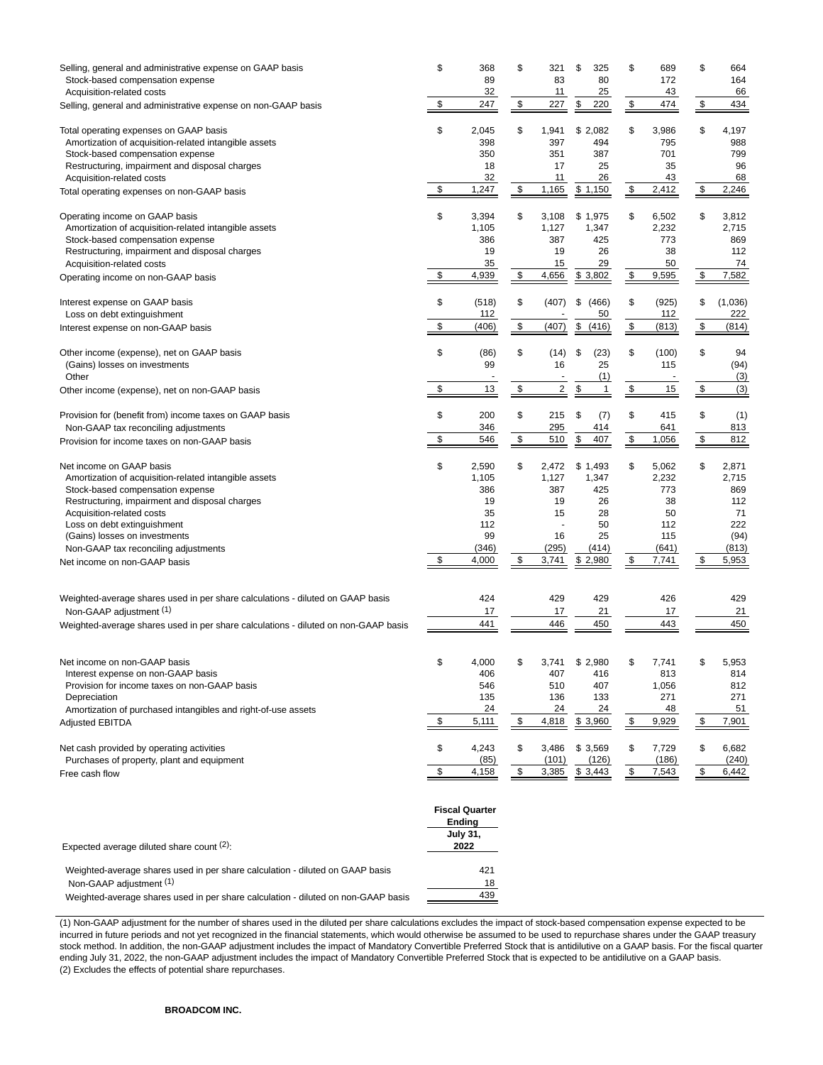| | | | | | |
|---|---|---|---|---|---|
| Selling, general and administrative expense on GAAP basis | $ 368 | $ 321 | $ 325 | $ 689 | $ 664 |
| Stock-based compensation expense | 89 | 83 | 80 | 172 | 164 |
| Acquisition-related costs | 32 | 11 | 25 | 43 | 66 |
| Selling, general and administrative expense on non-GAAP basis | $ 247 | $ 227 | $ 220 | $ 474 | $ 434 |
| | | | | | |
| Total operating expenses on GAAP basis | $ 2,045 | $ 1,941 | $ 2,082 | $ 3,986 | $ 4,197 |
| Amortization of acquisition-related intangible assets | 398 | 397 | 494 | 795 | 988 |
| Stock-based compensation expense | 350 | 351 | 387 | 701 | 799 |
| Restructuring, impairment and disposal charges | 18 | 17 | 25 | 35 | 96 |
| Acquisition-related costs | 32 | 11 | 26 | 43 | 68 |
| Total operating expenses on non-GAAP basis | $ 1,247 | $ 1,165 | $ 1,150 | $ 2,412 | $ 2,246 |
| | | | | | |
| Operating income on GAAP basis | $ 3,394 | $ 3,108 | $ 1,975 | $ 6,502 | $ 3,812 |
| Amortization of acquisition-related intangible assets | 1,105 | 1,127 | 1,347 | 2,232 | 2,715 |
| Stock-based compensation expense | 386 | 387 | 425 | 773 | 869 |
| Restructuring, impairment and disposal charges | 19 | 19 | 26 | 38 | 112 |
| Acquisition-related costs | 35 | 15 | 29 | 50 | 74 |
| Operating income on non-GAAP basis | $ 4,939 | $ 4,656 | $ 3,802 | $ 9,595 | $ 7,582 |
| | | | | | |
| Interest expense on GAAP basis | $ (518) | $ (407) | $ (466) | $ (925) | $ (1,036) |
| Loss on debt extinguishment | 112 | - | 50 | 112 | 222 |
| Interest expense on non-GAAP basis | $ (406) | $ (407) | $ (416) | $ (813) | $ (814) |
| | | | | | |
| Other income (expense), net on GAAP basis | $ (86) | $ (14) | $ (23) | $ (100) | $ 94 |
| (Gains) losses on investments | 99 | 16 | 25 | 115 | (94) |
| Other | - | - | (1) | - | (3) |
| Other income (expense), net on non-GAAP basis | $ 13 | $ 2 | $ 1 | $ 15 | $ (3) |
| | | | | | |
| Provision for (benefit from) income taxes on GAAP basis | $ 200 | $ 215 | $ (7) | $ 415 | $ (1) |
| Non-GAAP tax reconciling adjustments | 346 | 295 | 414 | 641 | 813 |
| Provision for income taxes on non-GAAP basis | $ 546 | $ 510 | $ 407 | $ 1,056 | $ 812 |
| | | | | | |
| Net income on GAAP basis | $ 2,590 | $ 2,472 | $ 1,493 | $ 5,062 | $ 2,871 |
| Amortization of acquisition-related intangible assets | 1,105 | 1,127 | 1,347 | 2,232 | 2,715 |
| Stock-based compensation expense | 386 | 387 | 425 | 773 | 869 |
| Restructuring, impairment and disposal charges | 19 | 19 | 26 | 38 | 112 |
| Acquisition-related costs | 35 | 15 | 28 | 50 | 71 |
| Loss on debt extinguishment | 112 | - | 50 | 112 | 222 |
| (Gains) losses on investments | 99 | 16 | 25 | 115 | (94) |
| Non-GAAP tax reconciling adjustments | (346) | (295) | (414) | (641) | (813) |
| Net income on non-GAAP basis | $ 4,000 | $ 3,741 | $ 2,980 | $ 7,741 | $ 5,953 |
| | | | | | |
| Weighted-average shares used in per share calculations - diluted on GAAP basis | 424 | 429 | 429 | 426 | 429 |
| Non-GAAP adjustment (1) | 17 | 17 | 21 | 17 | 21 |
| Weighted-average shares used in per share calculations - diluted on non-GAAP basis | 441 | 446 | 450 | 443 | 450 |
| | | | | | |
| Net income on non-GAAP basis | $ 4,000 | $ 3,741 | $ 2,980 | $ 7,741 | $ 5,953 |
| Interest expense on non-GAAP basis | 406 | 407 | 416 | 813 | 814 |
| Provision for income taxes on non-GAAP basis | 546 | 510 | 407 | 1,056 | 812 |
| Depreciation | 135 | 136 | 133 | 271 | 271 |
| Amortization of purchased intangibles and right-of-use assets | 24 | 24 | 24 | 48 | 51 |
| Adjusted EBITDA | $ 5,111 | $ 4,818 | $ 3,960 | $ 9,929 | $ 7,901 |
| | | | | | |
| Net cash provided by operating activities | $ 4,243 | $ 3,486 | $ 3,569 | $ 7,729 | $ 6,682 |
| Purchases of property, plant and equipment | (85) | (101) | (126) | (186) | (240) |
| Free cash flow | $ 4,158 | $ 3,385 | $ 3,443 | $ 7,543 | $ 6,442 |

| Expected average diluted share count (2): | Fiscal Quarter Ending July 31, 2022 |
|---|---|
| Weighted-average shares used in per share calculation - diluted on GAAP basis | 421 |
| Non-GAAP adjustment (1) | 18 |
| Weighted-average shares used in per share calculation - diluted on non-GAAP basis | 439 |

(1) Non-GAAP adjustment for the number of shares used in the diluted per share calculations excludes the impact of stock-based compensation expense expected to be incurred in future periods and not yet recognized in the financial statements, which would otherwise be assumed to be used to repurchase shares under the GAAP treasury stock method. In addition, the non-GAAP adjustment includes the impact of Mandatory Convertible Preferred Stock that is antidilutive on a GAAP basis. For the fiscal quarter ending July 31, 2022, the non-GAAP adjustment includes the impact of Mandatory Convertible Preferred Stock that is expected to be antidilutive on a GAAP basis.
(2) Excludes the effects of potential share repurchases.

**BROADCOM INC.**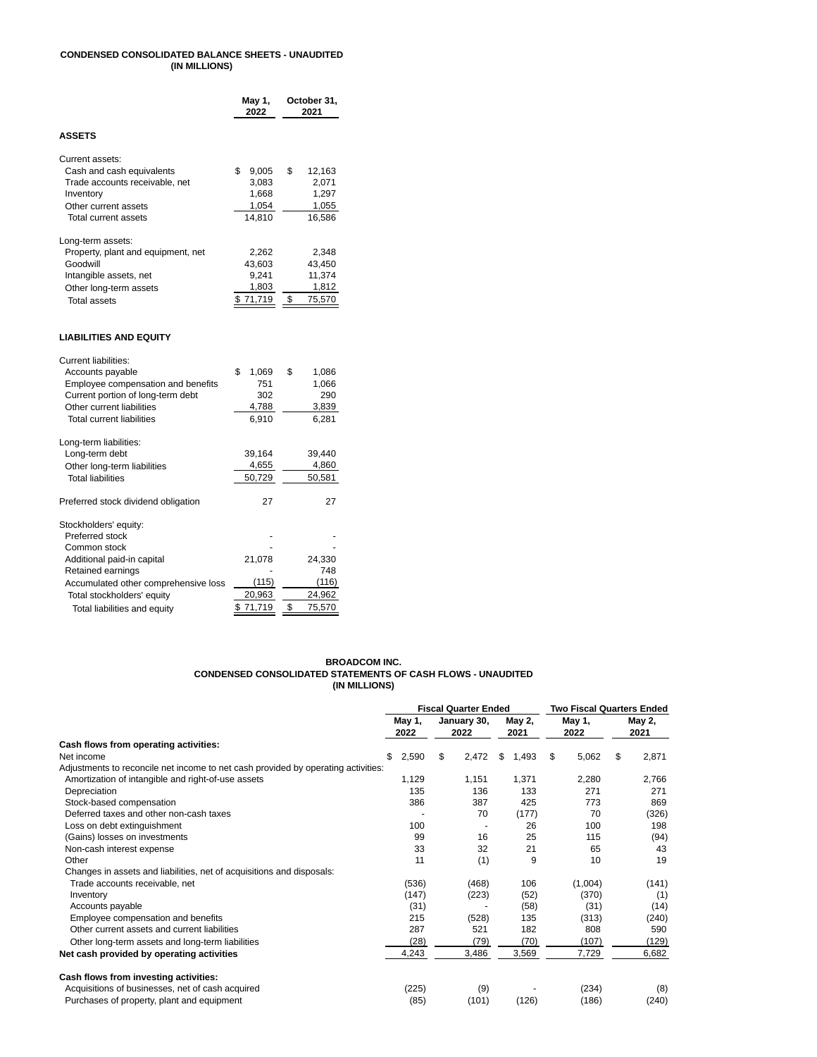**CONDENSED CONSOLIDATED BALANCE SHEETS - UNAUDITED**
**(IN MILLIONS)**

| | May 1, 2022 | October 31, 2021 |
|---|---|---|
| **ASSETS** | | |
| Current assets: | | |
| Cash and cash equivalents | $ 9,005 | $ 12,163 |
| Trade accounts receivable, net | 3,083 | 2,071 |
| Inventory | 1,668 | 1,297 |
| Other current assets | 1,054 | 1,055 |
| Total current assets | 14,810 | 16,586 |
| Long-term assets: | | |
| Property, plant and equipment, net | 2,262 | 2,348 |
| Goodwill | 43,603 | 43,450 |
| Intangible assets, net | 9,241 | 11,374 |
| Other long-term assets | 1,803 | 1,812 |
| Total assets | $ 71,719 | $ 75,570 |
| **LIABILITIES AND EQUITY** | | |
| Current liabilities: | | |
| Accounts payable | $ 1,069 | $ 1,086 |
| Employee compensation and benefits | 751 | 1,066 |
| Current portion of long-term debt | 302 | 290 |
| Other current liabilities | 4,788 | 3,839 |
| Total current liabilities | 6,910 | 6,281 |
| Long-term liabilities: | | |
| Long-term debt | 39,164 | 39,440 |
| Other long-term liabilities | 4,655 | 4,860 |
| Total liabilities | 50,729 | 50,581 |
| Preferred stock dividend obligation | 27 | 27 |
| Stockholders' equity: | | |
| Preferred stock | - | - |
| Common stock | - | - |
| Additional paid-in capital | 21,078 | 24,330 |
| Retained earnings | - | 748 |
| Accumulated other comprehensive loss | (115) | (116) |
| Total stockholders' equity | 20,963 | 24,962 |
| Total liabilities and equity | $ 71,719 | $ 75,570 |

**BROADCOM INC.**
**CONDENSED CONSOLIDATED STATEMENTS OF CASH FLOWS - UNAUDITED**
**(IN MILLIONS)**

| | Fiscal Quarter Ended | | | Two Fiscal Quarters Ended | |
|---|---|---|---|---|---|
| | May 1, 2022 | January 30, 2022 | May 2, 2021 | May 1, 2022 | May 2, 2021 |
| **Cash flows from operating activities:** | | | | | |
| Net income | $ 2,590 | $ 2,472 | $ 1,493 | $ 5,062 | $ 2,871 |
| Adjustments to reconcile net income to net cash provided by operating activities: | | | | | |
| Amortization of intangible and right-of-use assets | 1,129 | 1,151 | 1,371 | 2,280 | 2,766 |
| Depreciation | 135 | 136 | 133 | 271 | 271 |
| Stock-based compensation | 386 | 387 | 425 | 773 | 869 |
| Deferred taxes and other non-cash taxes | - | 70 | (177) | 70 | (326) |
| Loss on debt extinguishment | 100 | - | 26 | 100 | 198 |
| (Gains) losses on investments | 99 | 16 | 25 | 115 | (94) |
| Non-cash interest expense | 33 | 32 | 21 | 65 | 43 |
| Other | 11 | (1) | 9 | 10 | 19 |
| Changes in assets and liabilities, net of acquisitions and disposals: | | | | | |
| Trade accounts receivable, net | (536) | (468) | 106 | (1,004) | (141) |
| Inventory | (147) | (223) | (52) | (370) | (1) |
| Accounts payable | (31) | - | (58) | (31) | (14) |
| Employee compensation and benefits | 215 | (528) | 135 | (313) | (240) |
| Other current assets and current liabilities | 287 | 521 | 182 | 808 | 590 |
| Other long-term assets and long-term liabilities | (28) | (79) | (70) | (107) | (129) |
| **Net cash provided by operating activities** | 4,243 | 3,486 | 3,569 | 7,729 | 6,682 |
| **Cash flows from investing activities:** | | | | | |
| Acquisitions of businesses, net of cash acquired | (225) | (9) | - | (234) | (8) |
| Purchases of property, plant and equipment | (85) | (101) | (126) | (186) | (240) |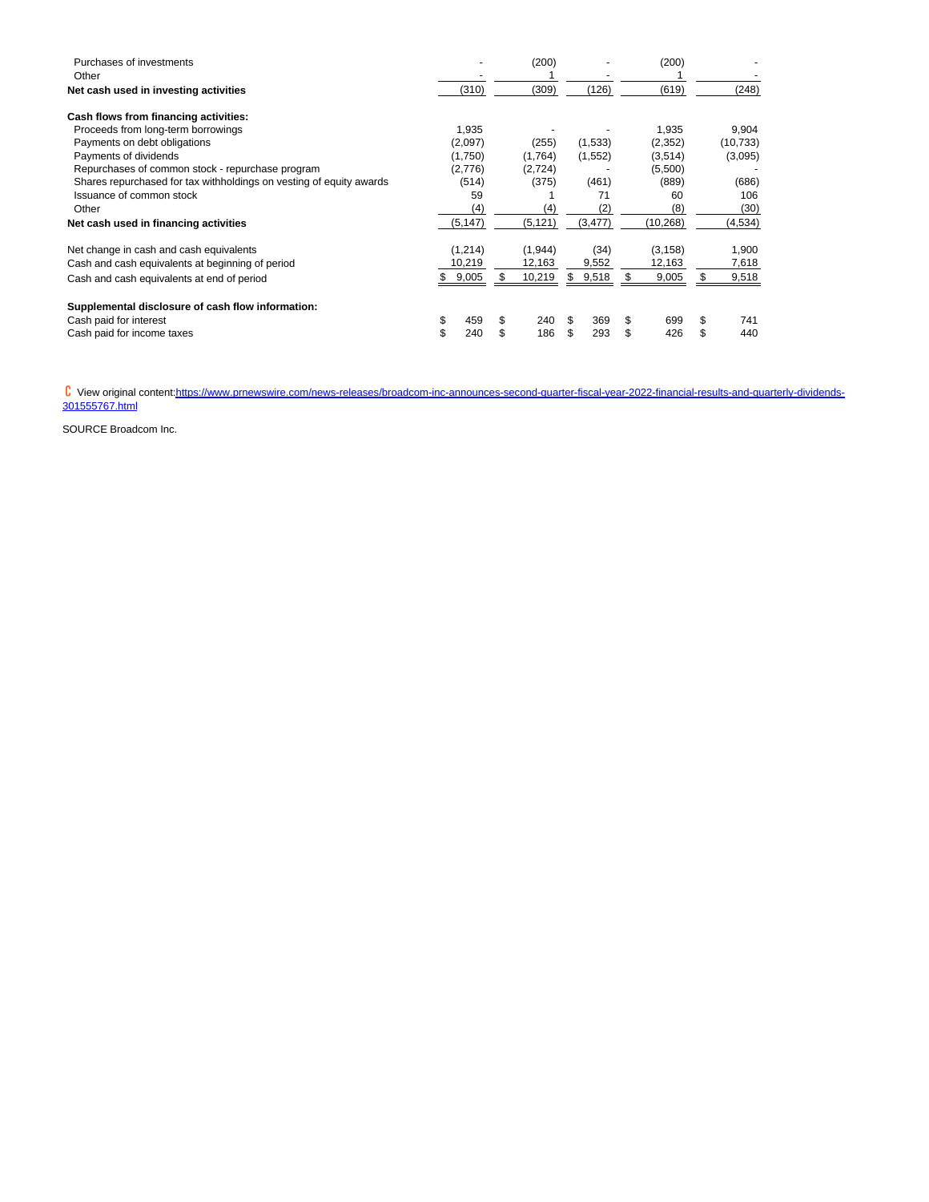| | | | | | |
|---|---|---|---|---|---|
| Purchases of investments | - | (200) | - | (200) | - |
| Other | - | 1 | - | 1 | - |
| **Net cash used in investing activities** | (310) | (309) | (126) | (619) | (248) |
| **Cash flows from financing activities:** | | | | | |
| Proceeds from long-term borrowings | 1,935 | - | - | 1,935 | 9,904 |
| Payments on debt obligations | (2,097) | (255) | (1,533) | (2,352) | (10,733) |
| Payments of dividends | (1,750) | (1,764) | (1,552) | (3,514) | (3,095) |
| Repurchases of common stock - repurchase program | (2,776) | (2,724) | - | (5,500) | - |
| Shares repurchased for tax withholdings on vesting of equity awards | (514) | (375) | (461) | (889) | (686) |
| Issuance of common stock | 59 | 1 | 71 | 60 | 106 |
| Other | (4) | (4) | (2) | (8) | (30) |
| **Net cash used in financing activities** | (5,147) | (5,121) | (3,477) | (10,268) | (4,534) |
| Net change in cash and cash equivalents | (1,214) | (1,944) | (34) | (3,158) | 1,900 |
| Cash and cash equivalents at beginning of period | 10,219 | 12,163 | 9,552 | 12,163 | 7,618 |
| Cash and cash equivalents at end of period | $ 9,005 | $ 10,219 | $ 9,518 | $ 9,005 | $ 9,518 |
| **Supplemental disclosure of cash flow information:** | | | | | |
| Cash paid for interest | $ 459 | $ 240 | $ 369 | $ 699 | $ 741 |
| Cash paid for income taxes | $ 240 | $ 186 | $ 293 | $ 426 | $ 440 |

View original content:https://www.prnewswire.com/news-releases/broadcom-inc-announces-second-quarter-fiscal-year-2022-financial-results-and-quarterly-dividends-301555767.html

SOURCE Broadcom Inc.